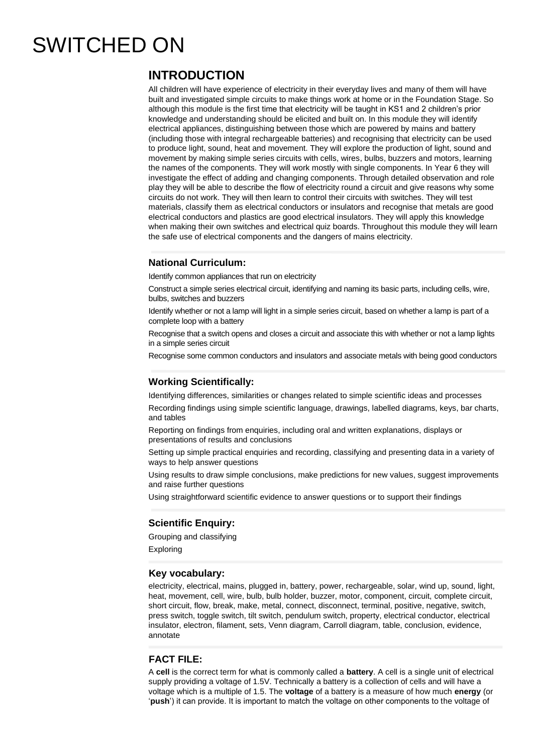# SWITCHED ON

## INTRODUCTION

All children will have experience of electricity in their everyday lives and many of them will have built and investigated simple circuits to make things work at home or in the Foundation Stage. So although this module is the first time that electricity will be taught in KS1 and 2 children's prior knowledge and understanding should be elicited and built on. In this module they will identify electrical appliances, distinguishing between those which are powered by mains and battery (including those with integral rechargeable batteries) and recognising that electricity can be used to produce light, sound, heat and movement. They will explore the production of light, sound and movement by making simple series circuits with cells, wires, bulbs, buzzers and motors, learning the names of the components. They will work mostly with single components. In Year 6 they will investigate the effect of adding and changing components. Through detailed observation and role play they will be able to describe the flow of electricity round a circuit and give reasons why some circuits do not work. They will then learn to control their circuits with switches. They will test materials, classify them as electrical conductors or insulators and recognise that metals are good electrical conductors and plastics are good electrical insulators. They will apply this knowledge when making their own switches and electrical quiz boards. Throughout this module they will learn the safe use of electrical components and the dangers of mains electricity.

### National Curriculum:

Identify common appliances that run on electricity

Construct a simple series electrical circuit, identifying and naming its basic parts, including cells, wire, bulbs, switches and buzzers

Identify whether or not a lamp will light in a simple series circuit, based on whether a lamp is part of a complete loop with a battery

Recognise that a switch opens and closes a circuit and associate this with whether or not a lamp lights in a simple series circuit

Recognise some common conductors and insulators and associate metals with being good conductors

### Working Scientifically:

Identifying differences, similarities or changes related to simple scientific ideas and processes

Recording findings using simple scientific language, drawings, labelled diagrams, keys, bar charts, and tables

Reporting on findings from enquiries, including oral and written explanations, displays or presentations of results and conclusions

Setting up simple practical enquiries and recording, classifying and presenting data in a variety of ways to help answer questions

Using results to draw simple conclusions, make predictions for new values, suggest improvements and raise further questions

Using straightforward scientific evidence to answer questions or to support their findings

### Scientific Enquiry:

Grouping and classifying

Exploring

### Key vocabulary:

electricity, electrical, mains, plugged in, battery, power, rechargeable, solar, wind up, sound, light, heat, movement, cell, wire, bulb, bulb holder, buzzer, motor, component, circuit, complete circuit, short circuit, flow, break, make, metal, connect, disconnect, terminal, positive, negative, switch, press switch, toggle switch, tilt switch, pendulum switch, property, electrical conductor, electrical insulator, electron, filament, sets, Venn diagram, Carroll diagram, table, conclusion, evidence, annotate

### FACT FILE:

A **cell** is the correct term for what is commonly called a **battery**. A cell is a single unit of electrical supply providing a voltage of 1.5V. Technically a battery is a collection of cells and will have a voltage which is a multiple of 1.5. The **voltage** of a battery is a measure of how much **energy** (or '**push**') it can provide. It is important to match the voltage on other components to the voltage of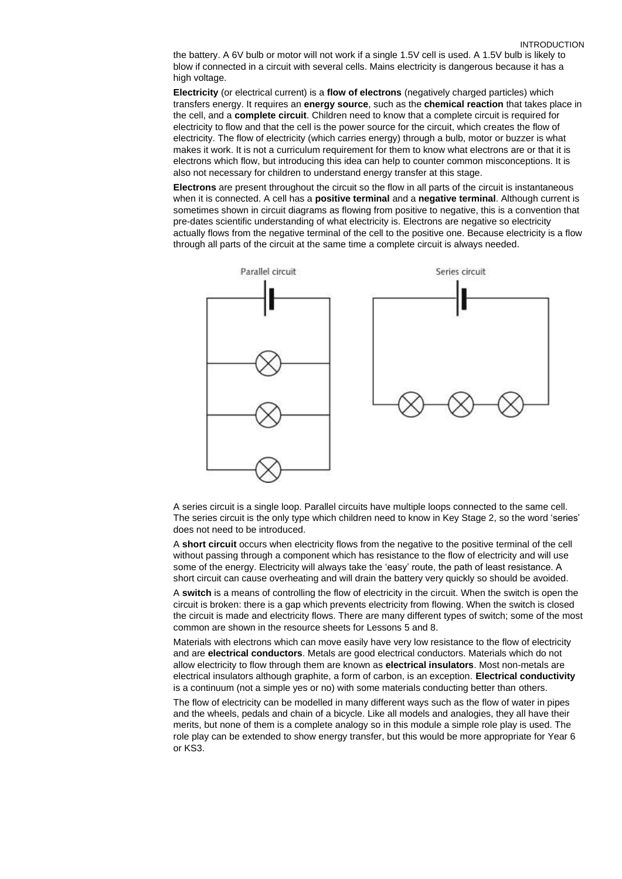the battery. A 6V bulb or motor will not work if a single 1.5V cell is used. A 1.5V bulb is likely to blow if connected in a circuit with several cells. Mains electricity is dangerous because it has a high voltage.

**Electricity** (or electrical current) is a **flow of electrons** (negatively charged particles) which transfers energy. It requires an **energy source**, such as the **chemical reaction** that takes place in the cell, and a **complete circuit**. Children need to know that a complete circuit is required for electricity to flow and that the cell is the power source for the circuit, which creates the flow of electricity. The flow of electricity (which carries energy) through a bulb, motor or buzzer is what makes it work. It is not a curriculum requirement for them to know what electrons are or that it is electrons which flow, but introducing this idea can help to counter common misconceptions. It is also not necessary for children to understand energy transfer at this stage.

**Electrons** are present throughout the circuit so the flow in all parts of the circuit is instantaneous when it is connected. A cell has a **positive terminal** and a **negative terminal**. Although current is sometimes shown in circuit diagrams as flowing from positive to negative, this is a convention that pre-dates scientific understanding of what electricity is. Electrons are negative so electricity actually flows from the negative terminal of the cell to the positive one. Because electricity is a flow through all parts of the circuit at the same time a complete circuit is always needed.

Parallel circuit

Series circuit

A series circuit is a single loop. Parallel circuits have multiple loops connected to the same cell. The series circuit is the only type which children need to know in Key Stage 2, so the word 'series' does not need to be introduced.

A **short circuit** occurs when electricity flows from the negative to the positive terminal of the cell without passing through a component which has resistance to the flow of electricity and will use some of the energy. Electricity will always take the 'easy' route, the path of least resistance. A short circuit can cause overheating and will drain the battery very quickly so should be avoided.

A **switch** is a means of controlling the flow of electricity in the circuit. When the switch is open the circuit is broken: there is a gap which prevents electricity from flowing. When the switch is closed the circuit is made and electricity flows. There are many different types of switch; some of the most common are shown in the resource sheets for Lessons 5 and 8.

Materials with electrons which can move easily have very low resistance to the flow of electricity and are **electrical conductors**. Metals are good electrical conductors. Materials which do not allow electricity to flow through them are known as **electrical insulators**. Most non-metals are electrical insulators although graphite, a form of carbon, is an exception. **Electrical conductivity** is a continuum (not a simple yes or no) with some materials conducting better than others.

The flow of electricity can be modelled in many different ways such as the flow of water in pipes and the wheels, pedals and chain of a bicycle. Like all models and analogies, they all have their merits, but none of them is a complete analogy so in this module a simple role play is used. The role play can be extended to show energy transfer, but this would be more appropriate for Year 6 or KS3.